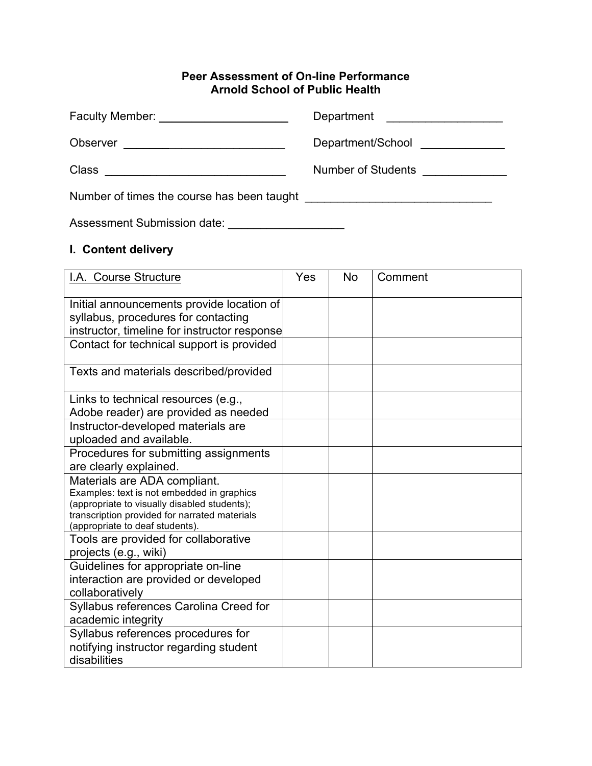**Peer Assessment of On-line Performance**
**Arnold School of Public Health**

Faculty Member: ____________________ Department __________________

Observer __________________________ Department/School _____________

Class ____________________________ Number of Students _____________

Number of times the course has been taught _____________________________

Assessment Submission date: _________________

## I. Content delivery

| I.A. Course Structure | Yes | No | Comment |
|---|---|---|---|
| Initial announcements provide location of syllabus, procedures for contacting instructor, timeline for instructor response | | | |
| Contact for technical support is provided | | | |
| Texts and materials described/provided | | | |
| Links to technical resources (e.g., Adobe reader) are provided as needed | | | |
| Instructor-developed materials are uploaded and available. | | | |
| Procedures for submitting assignments are clearly explained. | | | |
| Materials are ADA compliant. Examples: text is not embedded in graphics (appropriate to visually disabled students); transcription provided for narrated materials (appropriate to deaf students). | | | |
| Tools are provided for collaborative projects (e.g., wiki) | | | |
| Guidelines for appropriate on-line interaction are provided or developed collaboratively | | | |
| Syllabus references Carolina Creed for academic integrity | | | |
| Syllabus references procedures for notifying instructor regarding student disabilities | | | |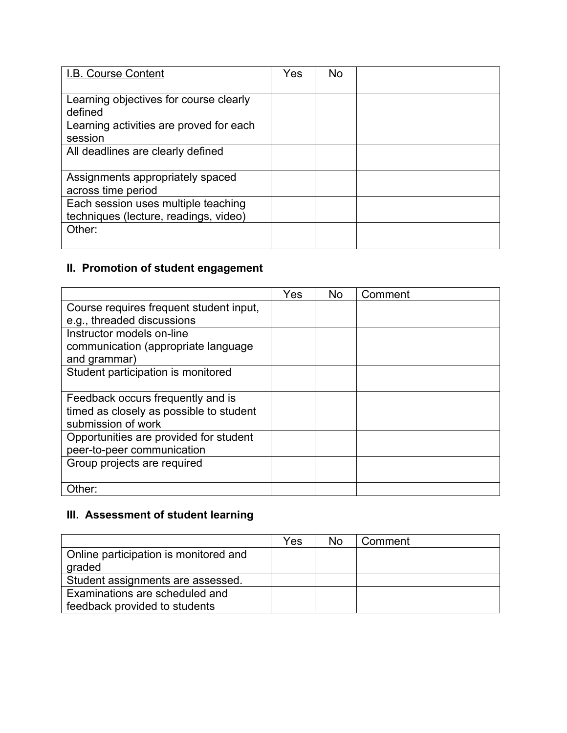| I.B. Course Content | Yes | No | |
|---|---|---|---|
| Learning objectives for course clearly defined | | | |
| Learning activities are proved for each session | | | |
| All deadlines are clearly defined | | | |
| Assignments appropriately spaced across time period | | | |
| Each session uses multiple teaching techniques (lecture, readings, video) | | | |
| Other: | | | |

## II. Promotion of student engagement

| | Yes | No | Comment |
|---|---|---|---|
| Course requires frequent student input, e.g., threaded discussions | | | |
| Instructor models on-line communication (appropriate language and grammar) | | | |
| Student participation is monitored | | | |
| Feedback occurs frequently and is timed as closely as possible to student submission of work | | | |
| Opportunities are provided for student peer-to-peer communication | | | |
| Group projects are required | | | |
| Other: | | | |

## III. Assessment of student learning

| | Yes | No | Comment |
|---|---|---|---|
| Online participation is monitored and graded | | | |
| Student assignments are assessed. | | | |
| Examinations are scheduled and feedback provided to students | | | |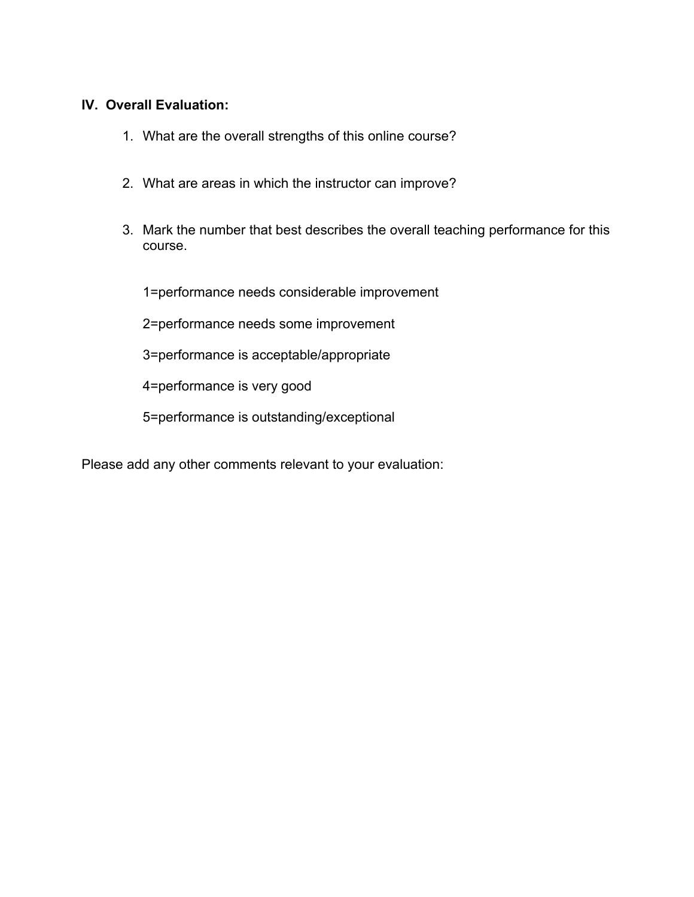**IV. Overall Evaluation:**

1. What are the overall strengths of this online course?

2. What are areas in which the instructor can improve?

3. Mark the number that best describes the overall teaching performance for this course.

   1=performance needs considerable improvement

   2=performance needs some improvement

   3=performance is acceptable/appropriate

   4=performance is very good

   5=performance is outstanding/exceptional

Please add any other comments relevant to your evaluation: